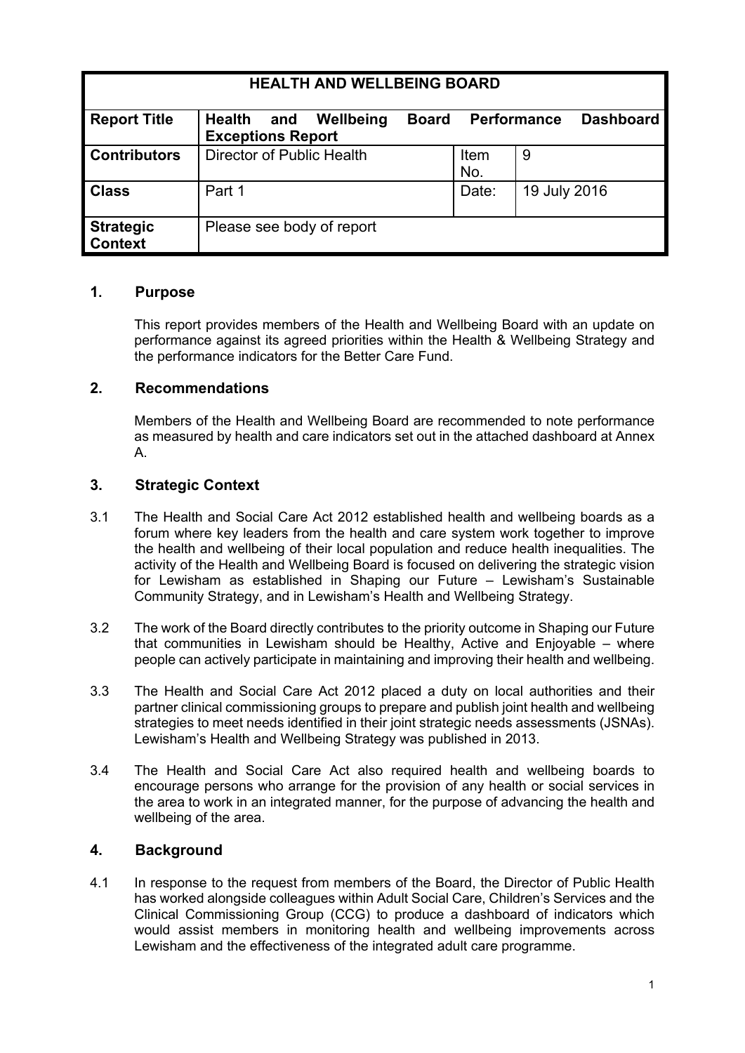| HEALTH AND WELLBEING BOARD | | | |
|---|---|---|---|
| **Report Title** | **Health and Wellbeing Board Performance Dashboard Exceptions Report** | | |
| **Contributors** | Director of Public Health | Item No. | 9 |
| **Class** | Part 1 | Date: | 19 July 2016 |
| **Strategic Context** | Please see body of report | | |

## 1. Purpose

This report provides members of the Health and Wellbeing Board with an update on performance against its agreed priorities within the Health & Wellbeing Strategy and the performance indicators for the Better Care Fund.

## 2. Recommendations

Members of the Health and Wellbeing Board are recommended to note performance as measured by health and care indicators set out in the attached dashboard at Annex A.

## 3. Strategic Context

3.1 The Health and Social Care Act 2012 established health and wellbeing boards as a forum where key leaders from the health and care system work together to improve the health and wellbeing of their local population and reduce health inequalities. The activity of the Health and Wellbeing Board is focused on delivering the strategic vision for Lewisham as established in Shaping our Future – Lewisham's Sustainable Community Strategy, and in Lewisham's Health and Wellbeing Strategy.

3.2 The work of the Board directly contributes to the priority outcome in Shaping our Future that communities in Lewisham should be Healthy, Active and Enjoyable – where people can actively participate in maintaining and improving their health and wellbeing.

3.3 The Health and Social Care Act 2012 placed a duty on local authorities and their partner clinical commissioning groups to prepare and publish joint health and wellbeing strategies to meet needs identified in their joint strategic needs assessments (JSNAs). Lewisham's Health and Wellbeing Strategy was published in 2013.

3.4 The Health and Social Care Act also required health and wellbeing boards to encourage persons who arrange for the provision of any health or social services in the area to work in an integrated manner, for the purpose of advancing the health and wellbeing of the area.

## 4. Background

4.1 In response to the request from members of the Board, the Director of Public Health has worked alongside colleagues within Adult Social Care, Children's Services and the Clinical Commissioning Group (CCG) to produce a dashboard of indicators which would assist members in monitoring health and wellbeing improvements across Lewisham and the effectiveness of the integrated adult care programme.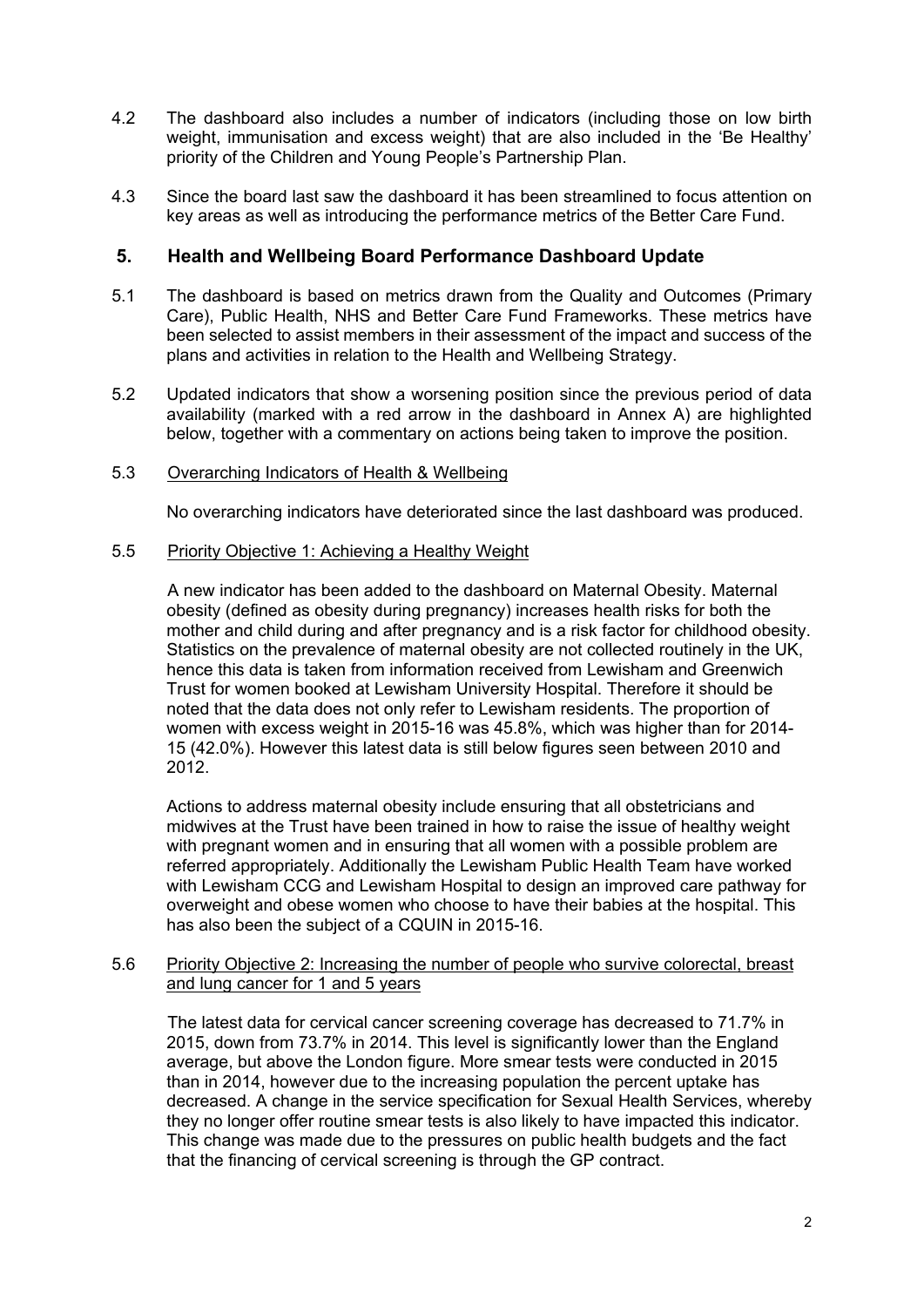4.2 The dashboard also includes a number of indicators (including those on low birth weight, immunisation and excess weight) that are also included in the 'Be Healthy' priority of the Children and Young People's Partnership Plan.

4.3 Since the board last saw the dashboard it has been streamlined to focus attention on key areas as well as introducing the performance metrics of the Better Care Fund.

## 5. Health and Wellbeing Board Performance Dashboard Update

5.1 The dashboard is based on metrics drawn from the Quality and Outcomes (Primary Care), Public Health, NHS and Better Care Fund Frameworks. These metrics have been selected to assist members in their assessment of the impact and success of the plans and activities in relation to the Health and Wellbeing Strategy.

5.2 Updated indicators that show a worsening position since the previous period of data availability (marked with a red arrow in the dashboard in Annex A) are highlighted below, together with a commentary on actions being taken to improve the position.

5.3 <u>Overarching Indicators of Health & Wellbeing</u>

No overarching indicators have deteriorated since the last dashboard was produced.

5.5 <u>Priority Objective 1: Achieving a Healthy Weight</u>

A new indicator has been added to the dashboard on Maternal Obesity. Maternal obesity (defined as obesity during pregnancy) increases health risks for both the mother and child during and after pregnancy and is a risk factor for childhood obesity. Statistics on the prevalence of maternal obesity are not collected routinely in the UK, hence this data is taken from information received from Lewisham and Greenwich Trust for women booked at Lewisham University Hospital. Therefore it should be noted that the data does not only refer to Lewisham residents. The proportion of women with excess weight in 2015-16 was 45.8%, which was higher than for 2014-15 (42.0%). However this latest data is still below figures seen between 2010 and 2012.

Actions to address maternal obesity include ensuring that all obstetricians and midwives at the Trust have been trained in how to raise the issue of healthy weight with pregnant women and in ensuring that all women with a possible problem are referred appropriately. Additionally the Lewisham Public Health Team have worked with Lewisham CCG and Lewisham Hospital to design an improved care pathway for overweight and obese women who choose to have their babies at the hospital. This has also been the subject of a CQUIN in 2015-16.

5.6 <u>Priority Objective 2: Increasing the number of people who survive colorectal, breast and lung cancer for 1 and 5 years</u>

The latest data for cervical cancer screening coverage has decreased to 71.7% in 2015, down from 73.7% in 2014. This level is significantly lower than the England average, but above the London figure. More smear tests were conducted in 2015 than in 2014, however due to the increasing population the percent uptake has decreased. A change in the service specification for Sexual Health Services, whereby they no longer offer routine smear tests is also likely to have impacted this indicator. This change was made due to the pressures on public health budgets and the fact that the financing of cervical screening is through the GP contract.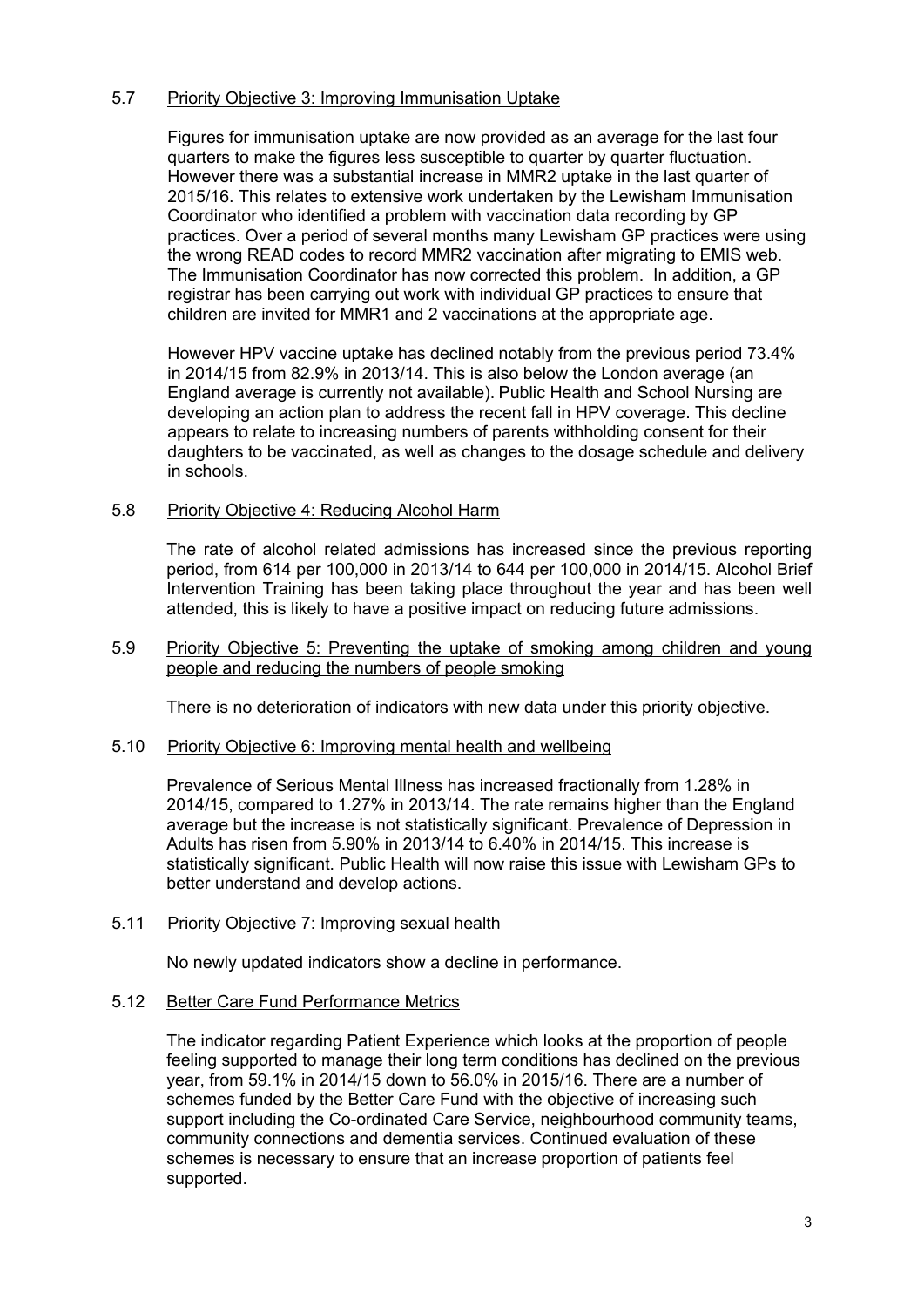5.7 Priority Objective 3: Improving Immunisation Uptake

Figures for immunisation uptake are now provided as an average for the last four quarters to make the figures less susceptible to quarter by quarter fluctuation. However there was a substantial increase in MMR2 uptake in the last quarter of 2015/16. This relates to extensive work undertaken by the Lewisham Immunisation Coordinator who identified a problem with vaccination data recording by GP practices. Over a period of several months many Lewisham GP practices were using the wrong READ codes to record MMR2 vaccination after migrating to EMIS web. The Immunisation Coordinator has now corrected this problem. In addition, a GP registrar has been carrying out work with individual GP practices to ensure that children are invited for MMR1 and 2 vaccinations at the appropriate age.

However HPV vaccine uptake has declined notably from the previous period 73.4% in 2014/15 from 82.9% in 2013/14. This is also below the London average (an England average is currently not available). Public Health and School Nursing are developing an action plan to address the recent fall in HPV coverage. This decline appears to relate to increasing numbers of parents withholding consent for their daughters to be vaccinated, as well as changes to the dosage schedule and delivery in schools.

5.8 Priority Objective 4: Reducing Alcohol Harm

The rate of alcohol related admissions has increased since the previous reporting period, from 614 per 100,000 in 2013/14 to 644 per 100,000 in 2014/15. Alcohol Brief Intervention Training has been taking place throughout the year and has been well attended, this is likely to have a positive impact on reducing future admissions.

5.9 Priority Objective 5: Preventing the uptake of smoking among children and young people and reducing the numbers of people smoking

There is no deterioration of indicators with new data under this priority objective.

5.10 Priority Objective 6: Improving mental health and wellbeing

Prevalence of Serious Mental Illness has increased fractionally from 1.28% in 2014/15, compared to 1.27% in 2013/14. The rate remains higher than the England average but the increase is not statistically significant. Prevalence of Depression in Adults has risen from 5.90% in 2013/14 to 6.40% in 2014/15. This increase is statistically significant. Public Health will now raise this issue with Lewisham GPs to better understand and develop actions.

5.11 Priority Objective 7: Improving sexual health

No newly updated indicators show a decline in performance.

5.12 Better Care Fund Performance Metrics

The indicator regarding Patient Experience which looks at the proportion of people feeling supported to manage their long term conditions has declined on the previous year, from 59.1% in 2014/15 down to 56.0% in 2015/16. There are a number of schemes funded by the Better Care Fund with the objective of increasing such support including the Co-ordinated Care Service, neighbourhood community teams, community connections and dementia services. Continued evaluation of these schemes is necessary to ensure that an increase proportion of patients feel supported.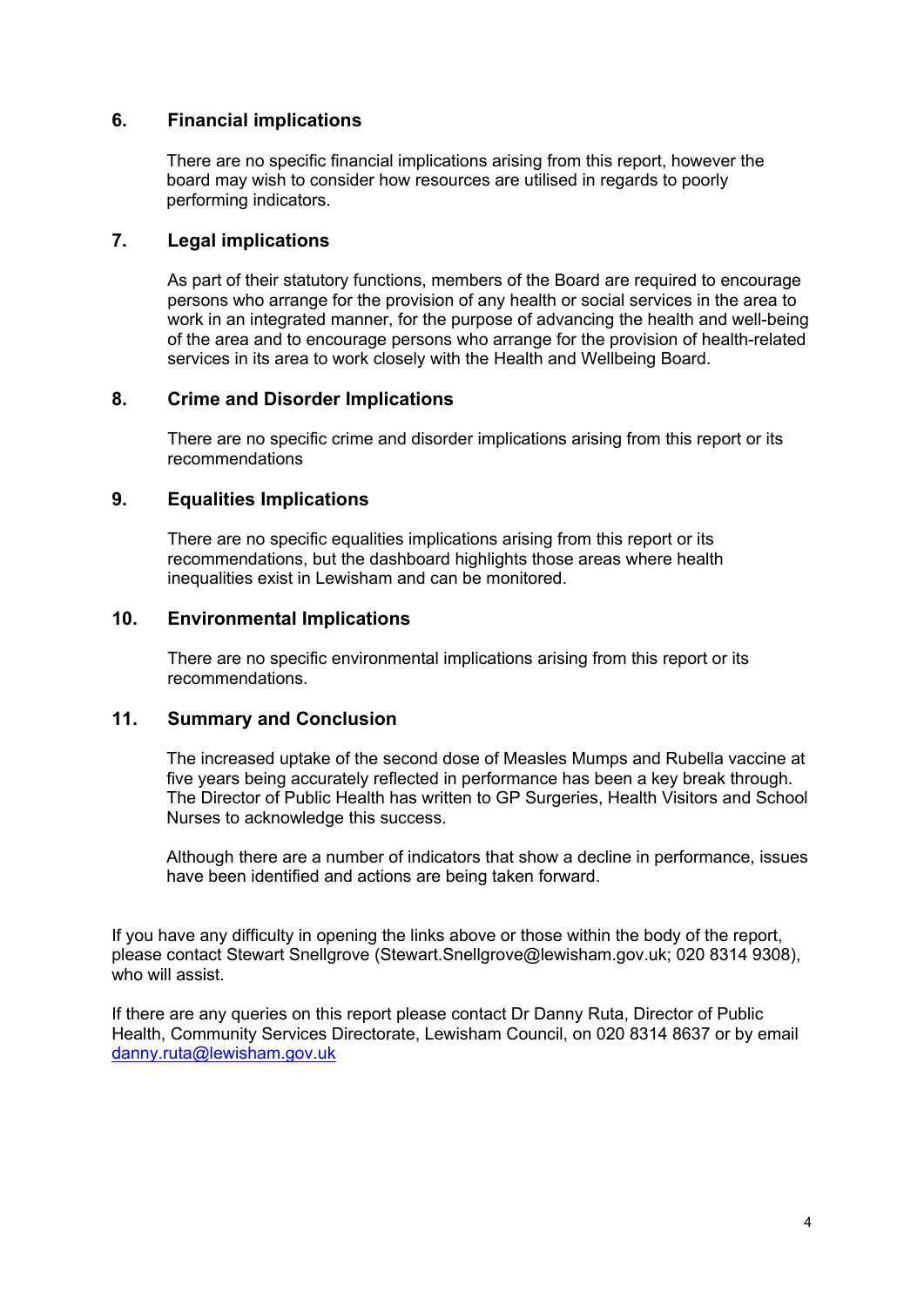## 6. Financial implications

There are no specific financial implications arising from this report, however the board may wish to consider how resources are utilised in regards to poorly performing indicators.

## 7. Legal implications

As part of their statutory functions, members of the Board are required to encourage persons who arrange for the provision of any health or social services in the area to work in an integrated manner, for the purpose of advancing the health and well-being of the area and to encourage persons who arrange for the provision of health-related services in its area to work closely with the Health and Wellbeing Board.

## 8. Crime and Disorder Implications

There are no specific crime and disorder implications arising from this report or its recommendations

## 9. Equalities Implications

There are no specific equalities implications arising from this report or its recommendations, but the dashboard highlights those areas where health inequalities exist in Lewisham and can be monitored.

## 10. Environmental Implications

There are no specific environmental implications arising from this report or its recommendations.

## 11. Summary and Conclusion

The increased uptake of the second dose of Measles Mumps and Rubella vaccine at five years being accurately reflected in performance has been a key break through. The Director of Public Health has written to GP Surgeries, Health Visitors and School Nurses to acknowledge this success.

Although there are a number of indicators that show a decline in performance, issues have been identified and actions are being taken forward.

If you have any difficulty in opening the links above or those within the body of the report, please contact Stewart Snellgrove (Stewart.Snellgrove@lewisham.gov.uk; 020 8314 9308), who will assist.

If there are any queries on this report please contact Dr Danny Ruta, Director of Public Health, Community Services Directorate, Lewisham Council, on 020 8314 8637 or by email [danny.ruta@lewisham.gov.uk](mailto:danny.ruta@lewisham.gov.uk)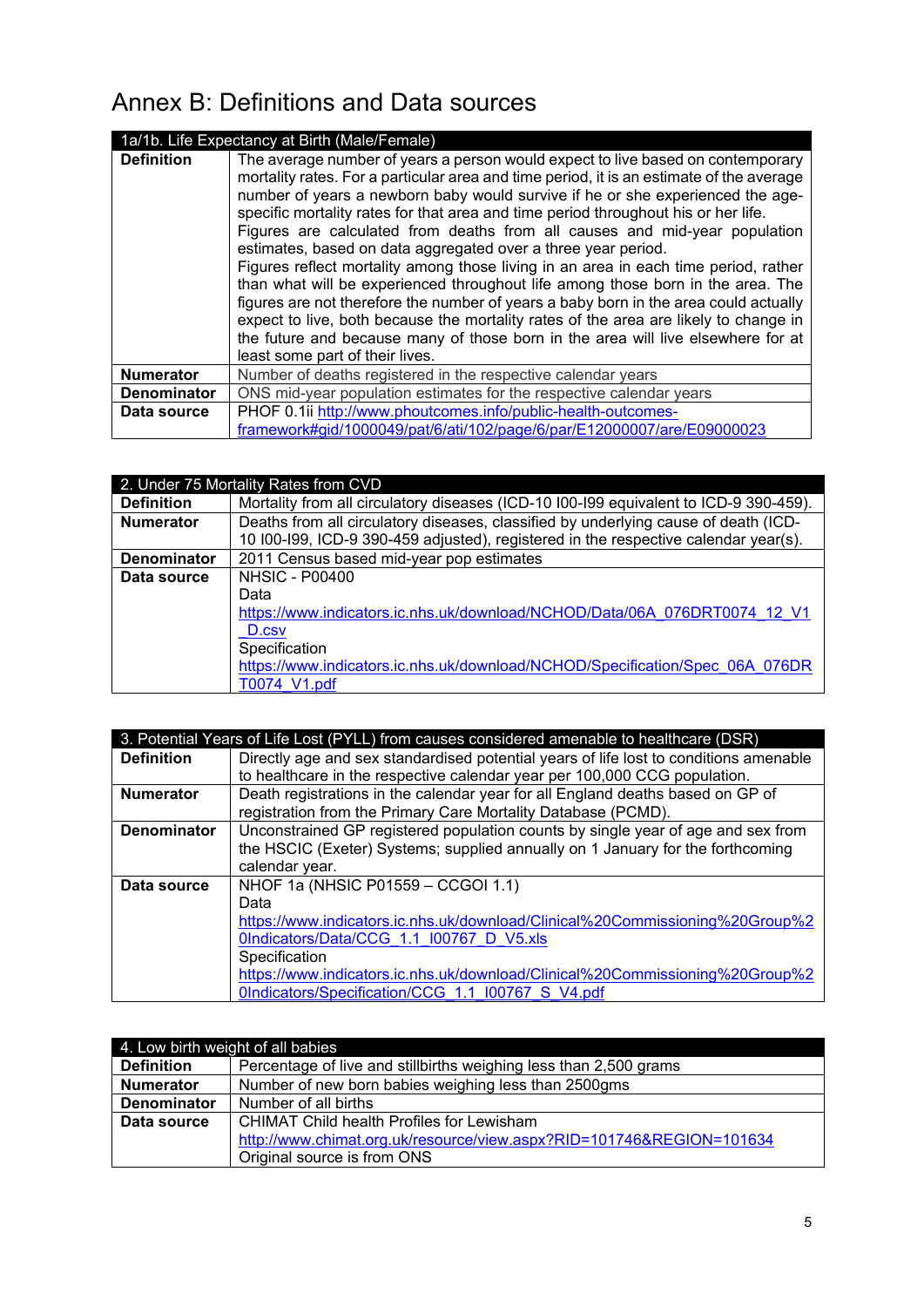# Annex B: Definitions and Data sources

| 1a/1b. Life Expectancy at Birth (Male/Female) | |
|---|---|
| **Definition** | The average number of years a person would expect to live based on contemporary mortality rates. For a particular area and time period, it is an estimate of the average number of years a newborn baby would survive if he or she experienced the age-specific mortality rates for that area and time period throughout his or her life. Figures are calculated from deaths from all causes and mid-year population estimates, based on data aggregated over a three year period. Figures reflect mortality among those living in an area in each time period, rather than what will be experienced throughout life among those born in the area. The figures are not therefore the number of years a baby born in the area could actually expect to live, both because the mortality rates of the area are likely to change in the future and because many of those born in the area will live elsewhere for at least some part of their lives. |
| **Numerator** | Number of deaths registered in the respective calendar years |
| **Denominator** | ONS mid-year population estimates for the respective calendar years |
| **Data source** | PHOF 0.1ii http://www.phoutcomes.info/public-health-outcomes-framework#gid/1000049/pat/6/ati/102/page/6/par/E12000007/are/E09000023 |

| 2. Under 75 Mortality Rates from CVD | |
|---|---|
| **Definition** | Mortality from all circulatory diseases (ICD-10 I00-I99 equivalent to ICD-9 390-459). |
| **Numerator** | Deaths from all circulatory diseases, classified by underlying cause of death (ICD-10 I00-I99, ICD-9 390-459 adjusted), registered in the respective calendar year(s). |
| **Denominator** | 2011 Census based mid-year pop estimates |
| **Data source** | NHSIC - P00400<br>Data<br>https://www.indicators.ic.nhs.uk/download/NCHOD/Data/06A_076DRT0074_12_V1_D.csv<br>Specification<br>https://www.indicators.ic.nhs.uk/download/NCHOD/Specification/Spec_06A_076DRT0074_V1.pdf |

| 3. Potential Years of Life Lost (PYLL) from causes considered amenable to healthcare (DSR) | |
|---|---|
| **Definition** | Directly age and sex standardised potential years of life lost to conditions amenable to healthcare in the respective calendar year per 100,000 CCG population. |
| **Numerator** | Death registrations in the calendar year for all England deaths based on GP of registration from the Primary Care Mortality Database (PCMD). |
| **Denominator** | Unconstrained GP registered population counts by single year of age and sex from the HSCIC (Exeter) Systems; supplied annually on 1 January for the forthcoming calendar year. |
| **Data source** | NHOF 1a (NHSIC P01559 – CCGOI 1.1)<br>Data<br>https://www.indicators.ic.nhs.uk/download/Clinical%20Commissioning%20Group%20Indicators/Data/CCG_1.1_I00767_D_V5.xls<br>Specification<br>https://www.indicators.ic.nhs.uk/download/Clinical%20Commissioning%20Group%20Indicators/Specification/CCG_1.1_I00767_S_V4.pdf |

| 4. Low birth weight of all babies | |
|---|---|
| **Definition** | Percentage of live and stillbirths weighing less than 2,500 grams |
| **Numerator** | Number of new born babies weighing less than 2500gms |
| **Denominator** | Number of all births |
| **Data source** | CHIMAT Child health Profiles for Lewisham<br>http://www.chimat.org.uk/resource/view.aspx?RID=101746&REGION=101634<br>Original source is from ONS |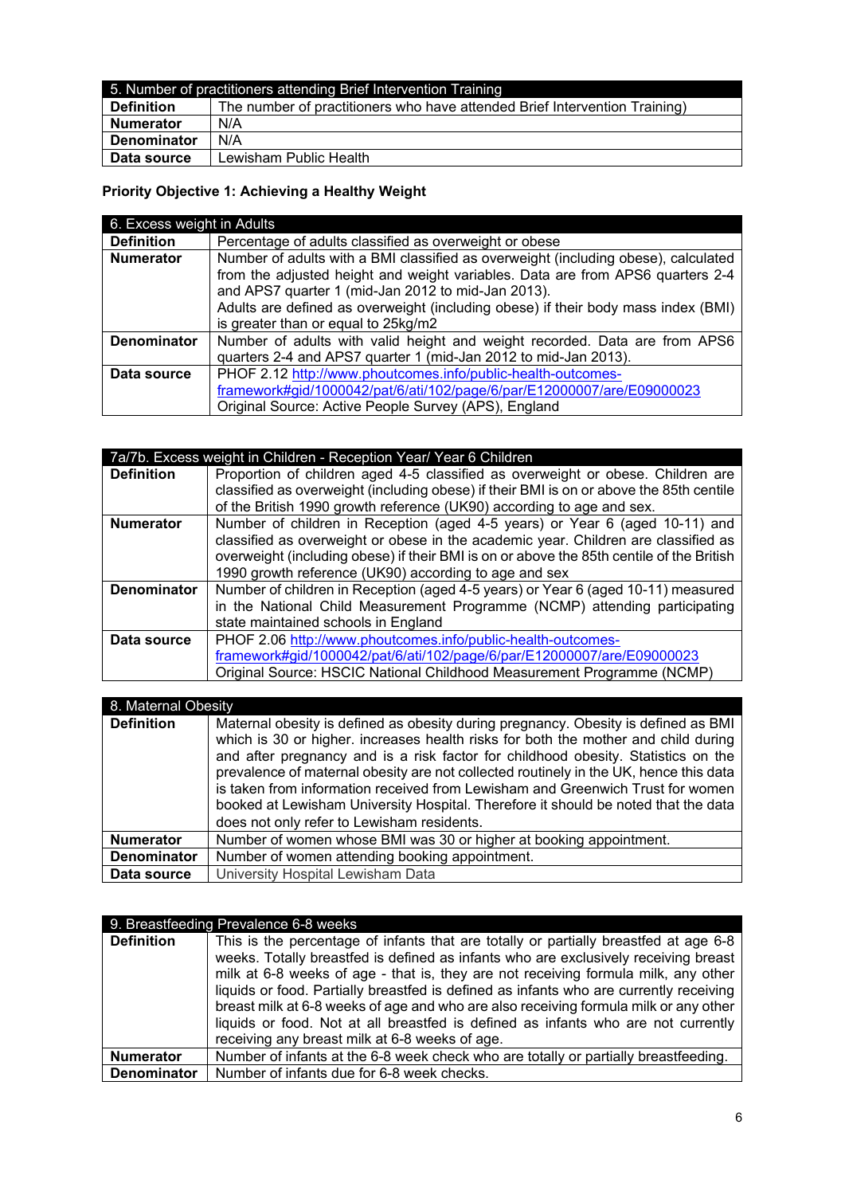| 5. Number of practitioners attending Brief Intervention Training | |
|---|---|
| **Definition** | The number of practitioners who have attended Brief Intervention Training) |
| **Numerator** | N/A |
| **Denominator** | N/A |
| **Data source** | Lewisham Public Health |

**Priority Objective 1: Achieving a Healthy Weight**

| 6. Excess weight in Adults | |
|---|---|
| **Definition** | Percentage of adults classified as overweight or obese |
| **Numerator** | Number of adults with a BMI classified as overweight (including obese), calculated from the adjusted height and weight variables. Data are from APS6 quarters 2-4 and APS7 quarter 1 (mid-Jan 2012 to mid-Jan 2013). Adults are defined as overweight (including obese) if their body mass index (BMI) is greater than or equal to 25kg/m2 |
| **Denominator** | Number of adults with valid height and weight recorded. Data are from APS6 quarters 2-4 and APS7 quarter 1 (mid-Jan 2012 to mid-Jan 2013). |
| **Data source** | PHOF 2.12 http://www.phoutcomes.info/public-health-outcomes-framework#gid/1000042/pat/6/ati/102/page/6/par/E12000007/are/E09000023 Original Source: Active People Survey (APS), England |

| 7a/7b. Excess weight in Children - Reception Year/ Year 6 Children | |
|---|---|
| **Definition** | Proportion of children aged 4-5 classified as overweight or obese. Children are classified as overweight (including obese) if their BMI is on or above the 85th centile of the British 1990 growth reference (UK90) according to age and sex. |
| **Numerator** | Number of children in Reception (aged 4-5 years) or Year 6 (aged 10-11) and classified as overweight or obese in the academic year. Children are classified as overweight (including obese) if their BMI is on or above the 85th centile of the British 1990 growth reference (UK90) according to age and sex |
| **Denominator** | Number of children in Reception (aged 4-5 years) or Year 6 (aged 10-11) measured in the National Child Measurement Programme (NCMP) attending participating state maintained schools in England |
| **Data source** | PHOF 2.06 http://www.phoutcomes.info/public-health-outcomes-framework#gid/1000042/pat/6/ati/102/page/6/par/E12000007/are/E09000023 Original Source: HSCIC National Childhood Measurement Programme (NCMP) |

| 8. Maternal Obesity | |
|---|---|
| **Definition** | Maternal obesity is defined as obesity during pregnancy. Obesity is defined as BMI which is 30 or higher. increases health risks for both the mother and child during and after pregnancy and is a risk factor for childhood obesity. Statistics on the prevalence of maternal obesity are not collected routinely in the UK, hence this data is taken from information received from Lewisham and Greenwich Trust for women booked at Lewisham University Hospital. Therefore it should be noted that the data does not only refer to Lewisham residents. |
| **Numerator** | Number of women whose BMI was 30 or higher at booking appointment. |
| **Denominator** | Number of women attending booking appointment. |
| **Data source** | University Hospital Lewisham Data |

| 9. Breastfeeding Prevalence 6-8 weeks | |
|---|---|
| **Definition** | This is the percentage of infants that are totally or partially breastfed at age 6-8 weeks. Totally breastfed is defined as infants who are exclusively receiving breast milk at 6-8 weeks of age - that is, they are not receiving formula milk, any other liquids or food. Partially breastfed is defined as infants who are currently receiving breast milk at 6-8 weeks of age and who are also receiving formula milk or any other liquids or food. Not at all breastfed is defined as infants who are not currently receiving any breast milk at 6-8 weeks of age. |
| **Numerator** | Number of infants at the 6-8 week check who are totally or partially breastfeeding. |
| **Denominator** | Number of infants due for 6-8 week checks. |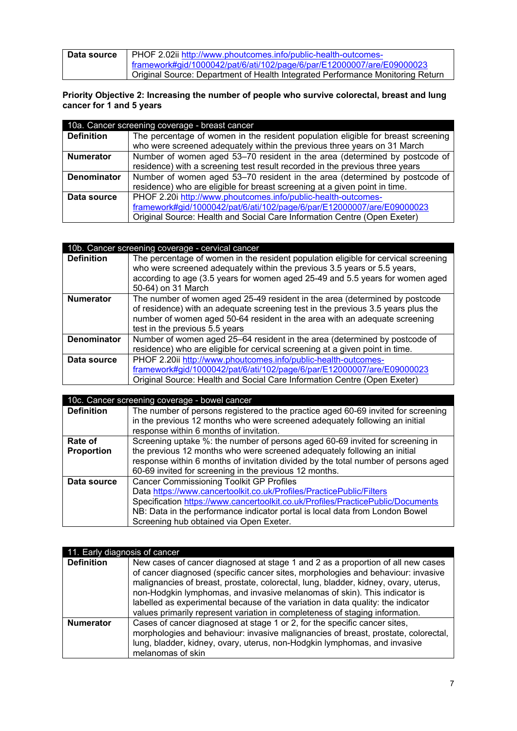| | |
|---|---|
| **Data source** | PHOF 2.02ii http://www.phoutcomes.info/public-health-outcomes-framework#gid/1000042/pat/6/ati/102/page/6/par/E12000007/are/E09000023 Original Source: Department of Health Integrated Performance Monitoring Return |

**Priority Objective 2: Increasing the number of people who survive colorectal, breast and lung cancer for 1 and 5 years**

| 10a. Cancer screening coverage - breast cancer | |
|---|---|
| **Definition** | The percentage of women in the resident population eligible for breast screening who were screened adequately within the previous three years on 31 March |
| **Numerator** | Number of women aged 53–70 resident in the area (determined by postcode of residence) with a screening test result recorded in the previous three years |
| **Denominator** | Number of women aged 53–70 resident in the area (determined by postcode of residence) who are eligible for breast screening at a given point in time. |
| **Data source** | PHOF 2.20i http://www.phoutcomes.info/public-health-outcomes-framework#gid/1000042/pat/6/ati/102/page/6/par/E12000007/are/E09000023 Original Source: Health and Social Care Information Centre (Open Exeter) |

| 10b. Cancer screening coverage - cervical cancer | |
|---|---|
| **Definition** | The percentage of women in the resident population eligible for cervical screening who were screened adequately within the previous 3.5 years or 5.5 years, according to age (3.5 years for women aged 25-49 and 5.5 years for women aged 50-64) on 31 March |
| **Numerator** | The number of women aged 25-49 resident in the area (determined by postcode of residence) with an adequate screening test in the previous 3.5 years plus the number of women aged 50-64 resident in the area with an adequate screening test in the previous 5.5 years |
| **Denominator** | Number of women aged 25–64 resident in the area (determined by postcode of residence) who are eligible for cervical screening at a given point in time. |
| **Data source** | PHOF 2.20ii http://www.phoutcomes.info/public-health-outcomes-framework#gid/1000042/pat/6/ati/102/page/6/par/E12000007/are/E09000023 Original Source: Health and Social Care Information Centre (Open Exeter) |

| 10c. Cancer screening coverage - bowel cancer | |
|---|---|
| **Definition** | The number of persons registered to the practice aged 60-69 invited for screening in the previous 12 months who were screened adequately following an initial response within 6 months of invitation. |
| **Rate of Proportion** | Screening uptake %: the number of persons aged 60-69 invited for screening in the previous 12 months who were screened adequately following an initial response within 6 months of invitation divided by the total number of persons aged 60-69 invited for screening in the previous 12 months. |
| **Data source** | Cancer Commissioning Toolkit GP Profiles Data https://www.cancertoolkit.co.uk/Profiles/PracticePublic/Filters Specification https://www.cancertoolkit.co.uk/Profiles/PracticePublic/Documents NB: Data in the performance indicator portal is local data from London Bowel Screening hub obtained via Open Exeter. |

| 11. Early diagnosis of cancer | |
|---|---|
| **Definition** | New cases of cancer diagnosed at stage 1 and 2 as a proportion of all new cases of cancer diagnosed (specific cancer sites, morphologies and behaviour: invasive malignancies of breast, prostate, colorectal, lung, bladder, kidney, ovary, uterus, non-Hodgkin lymphomas, and invasive melanomas of skin). This indicator is labelled as experimental because of the variation in data quality: the indicator values primarily represent variation in completeness of staging information. |
| **Numerator** | Cases of cancer diagnosed at stage 1 or 2, for the specific cancer sites, morphologies and behaviour: invasive malignancies of breast, prostate, colorectal, lung, bladder, kidney, ovary, uterus, non-Hodgkin lymphomas, and invasive melanomas of skin |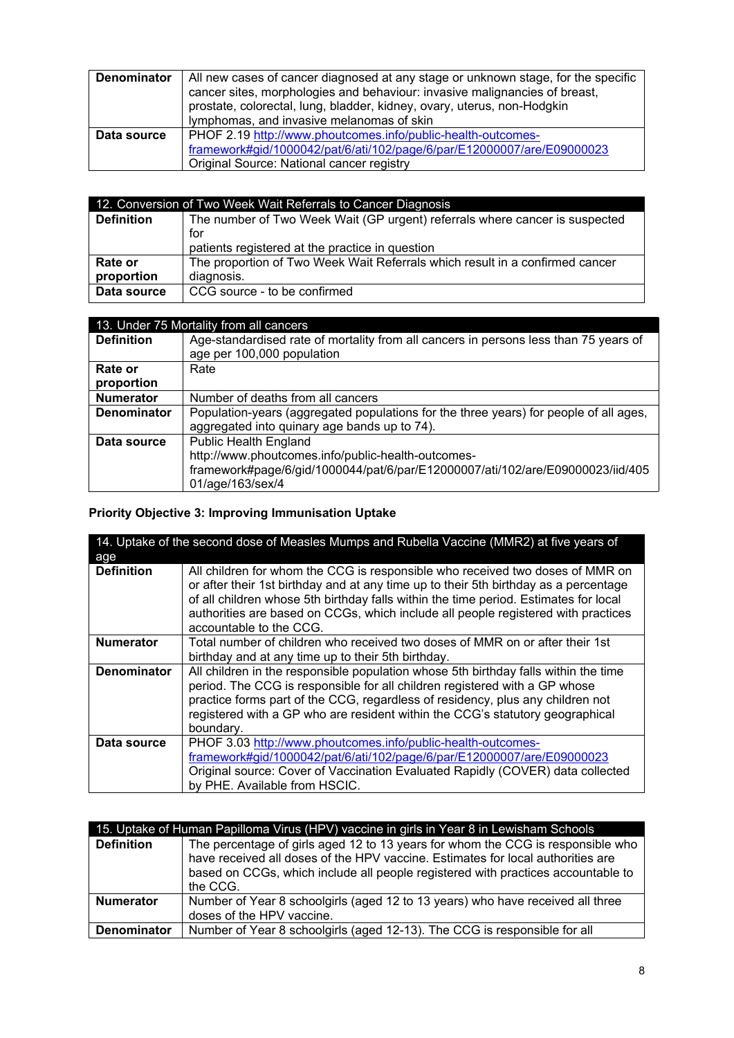| | |
|---|---|
| **Denominator** | All new cases of cancer diagnosed at any stage or unknown stage, for the specific cancer sites, morphologies and behaviour: invasive malignancies of breast, prostate, colorectal, lung, bladder, kidney, ovary, uterus, non-Hodgkin lymphomas, and invasive melanomas of skin |
| **Data source** | PHOF 2.19 http://www.phoutcomes.info/public-health-outcomes-framework#gid/1000042/pat/6/ati/102/page/6/par/E12000007/are/E09000023<br>Original Source: National cancer registry |

| 12. Conversion of Two Week Wait Referrals to Cancer Diagnosis | |
|---|---|
| **Definition** | The number of Two Week Wait (GP urgent) referrals where cancer is suspected for<br>patients registered at the practice in question |
| **Rate or proportion** | The proportion of Two Week Wait Referrals which result in a confirmed cancer diagnosis. |
| **Data source** | CCG source - to be confirmed |

| 13. Under 75 Mortality from all cancers | |
|---|---|
| **Definition** | Age-standardised rate of mortality from all cancers in persons less than 75 years of age per 100,000 population |
| **Rate or proportion** | Rate |
| **Numerator** | Number of deaths from all cancers |
| **Denominator** | Population-years (aggregated populations for the three years) for people of all ages, aggregated into quinary age bands up to 74). |
| **Data source** | Public Health England<br>http://www.phoutcomes.info/public-health-outcomes-framework#page/6/gid/1000044/pat/6/par/E12000007/ati/102/are/E09000023/iid/40501/age/163/sex/4 |

**Priority Objective 3: Improving Immunisation Uptake**

| 14. Uptake of the second dose of Measles Mumps and Rubella Vaccine (MMR2) at five years of age | |
|---|---|
| **Definition** | All children for whom the CCG is responsible who received two doses of MMR on or after their 1st birthday and at any time up to their 5th birthday as a percentage of all children whose 5th birthday falls within the time period. Estimates for local authorities are based on CCGs, which include all people registered with practices accountable to the CCG. |
| **Numerator** | Total number of children who received two doses of MMR on or after their 1st birthday and at any time up to their 5th birthday. |
| **Denominator** | All children in the responsible population whose 5th birthday falls within the time period. The CCG is responsible for all children registered with a GP whose practice forms part of the CCG, regardless of residency, plus any children not registered with a GP who are resident within the CCG's statutory geographical boundary. |
| **Data source** | PHOF 3.03 http://www.phoutcomes.info/public-health-outcomes-framework#gid/1000042/pat/6/ati/102/page/6/par/E12000007/are/E09000023<br>Original source: Cover of Vaccination Evaluated Rapidly (COVER) data collected by PHE. Available from HSCIC. |

| 15. Uptake of Human Papilloma Virus (HPV) vaccine in girls in Year 8 in Lewisham Schools | |
|---|---|
| **Definition** | The percentage of girls aged 12 to 13 years for whom the CCG is responsible who have received all doses of the HPV vaccine. Estimates for local authorities are based on CCGs, which include all people registered with practices accountable to the CCG. |
| **Numerator** | Number of Year 8 schoolgirls (aged 12 to 13 years) who have received all three doses of the HPV vaccine. |
| **Denominator** | Number of Year 8 schoolgirls (aged 12-13). The CCG is responsible for all |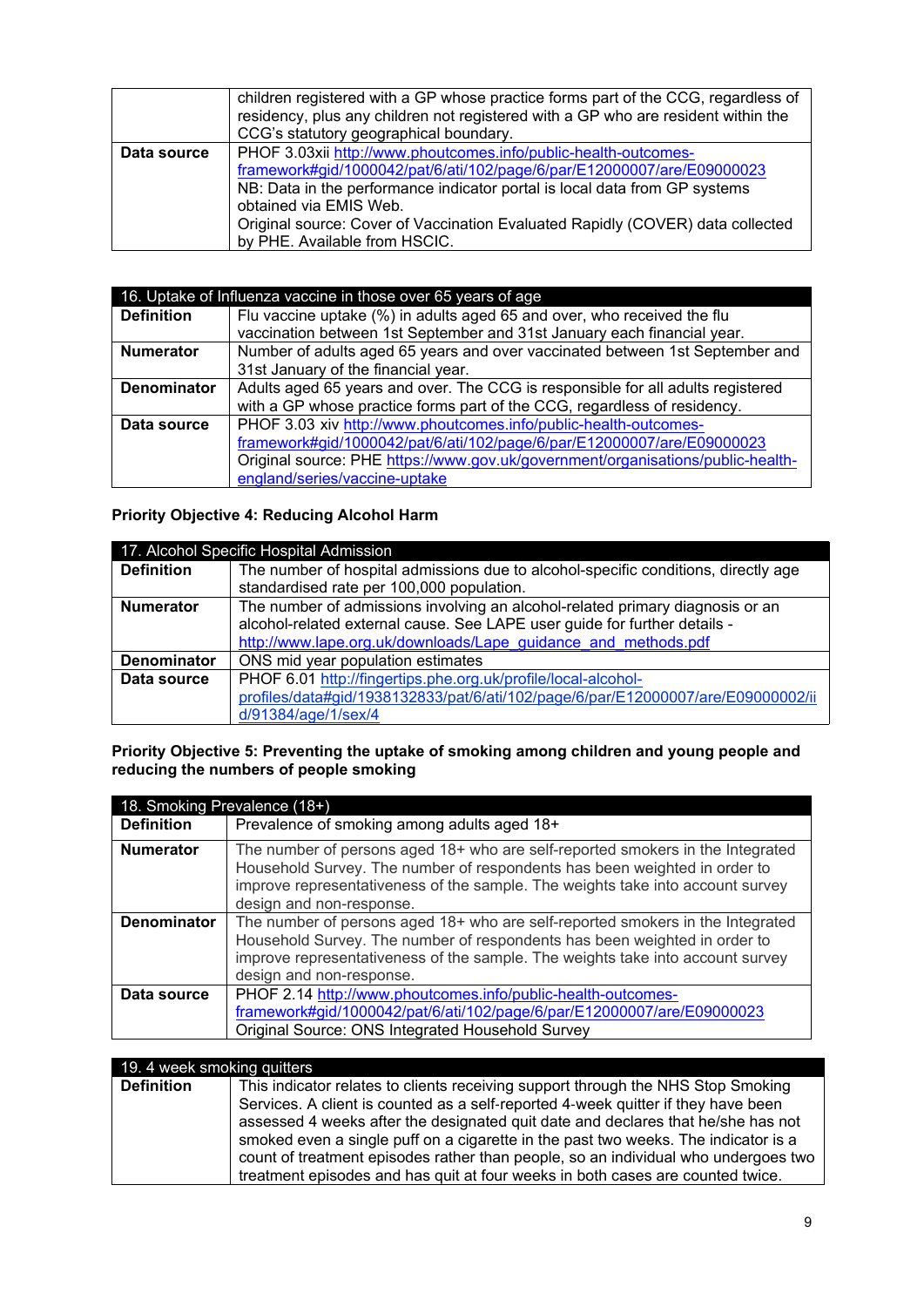| | |
|---|---|
| | children registered with a GP whose practice forms part of the CCG, regardless of residency, plus any children not registered with a GP who are resident within the CCG's statutory geographical boundary. |
| **Data source** | PHOF 3.03xii http://www.phoutcomes.info/public-health-outcomes-framework#gid/1000042/pat/6/ati/102/page/6/par/E12000007/are/E09000023 NB: Data in the performance indicator portal is local data from GP systems obtained via EMIS Web. Original source: Cover of Vaccination Evaluated Rapidly (COVER) data collected by PHE. Available from HSCIC. |

| 16. Uptake of Influenza vaccine in those over 65 years of age | |
|---|---|
| **Definition** | Flu vaccine uptake (%) in adults aged 65 and over, who received the flu vaccination between 1st September and 31st January each financial year. |
| **Numerator** | Number of adults aged 65 years and over vaccinated between 1st September and 31st January of the financial year. |
| **Denominator** | Adults aged 65 years and over. The CCG is responsible for all adults registered with a GP whose practice forms part of the CCG, regardless of residency. |
| **Data source** | PHOF 3.03 xiv http://www.phoutcomes.info/public-health-outcomes-framework#gid/1000042/pat/6/ati/102/page/6/par/E12000007/are/E09000023 Original source: PHE https://www.gov.uk/government/organisations/public-health-england/series/vaccine-uptake |

**Priority Objective 4: Reducing Alcohol Harm**

| 17. Alcohol Specific Hospital Admission | |
|---|---|
| **Definition** | The number of hospital admissions due to alcohol-specific conditions, directly age standardised rate per 100,000 population. |
| **Numerator** | The number of admissions involving an alcohol-related primary diagnosis or an alcohol-related external cause. See LAPE user guide for further details - http://www.lape.org.uk/downloads/Lape_guidance_and_methods.pdf |
| **Denominator** | ONS mid year population estimates |
| **Data source** | PHOF 6.01 http://fingertips.phe.org.uk/profile/local-alcohol-profiles/data#gid/1938132833/pat/6/ati/102/page/6/par/E12000007/are/E09000002/iid/91384/age/1/sex/4 |

**Priority Objective 5: Preventing the uptake of smoking among children and young people and reducing the numbers of people smoking**

| 18. Smoking Prevalence (18+) | |
|---|---|
| **Definition** | Prevalence of smoking among adults aged 18+ |
| **Numerator** | The number of persons aged 18+ who are self-reported smokers in the Integrated Household Survey. The number of respondents has been weighted in order to improve representativeness of the sample. The weights take into account survey design and non-response. |
| **Denominator** | The number of persons aged 18+ who are self-reported smokers in the Integrated Household Survey. The number of respondents has been weighted in order to improve representativeness of the sample. The weights take into account survey design and non-response. |
| **Data source** | PHOF 2.14 http://www.phoutcomes.info/public-health-outcomes-framework#gid/1000042/pat/6/ati/102/page/6/par/E12000007/are/E09000023 Original Source: ONS Integrated Household Survey |

| 19. 4 week smoking quitters | |
|---|---|
| **Definition** | This indicator relates to clients receiving support through the NHS Stop Smoking Services. A client is counted as a self-reported 4-week quitter if they have been assessed 4 weeks after the designated quit date and declares that he/she has not smoked even a single puff on a cigarette in the past two weeks. The indicator is a count of treatment episodes rather than people, so an individual who undergoes two treatment episodes and has quit at four weeks in both cases are counted twice. |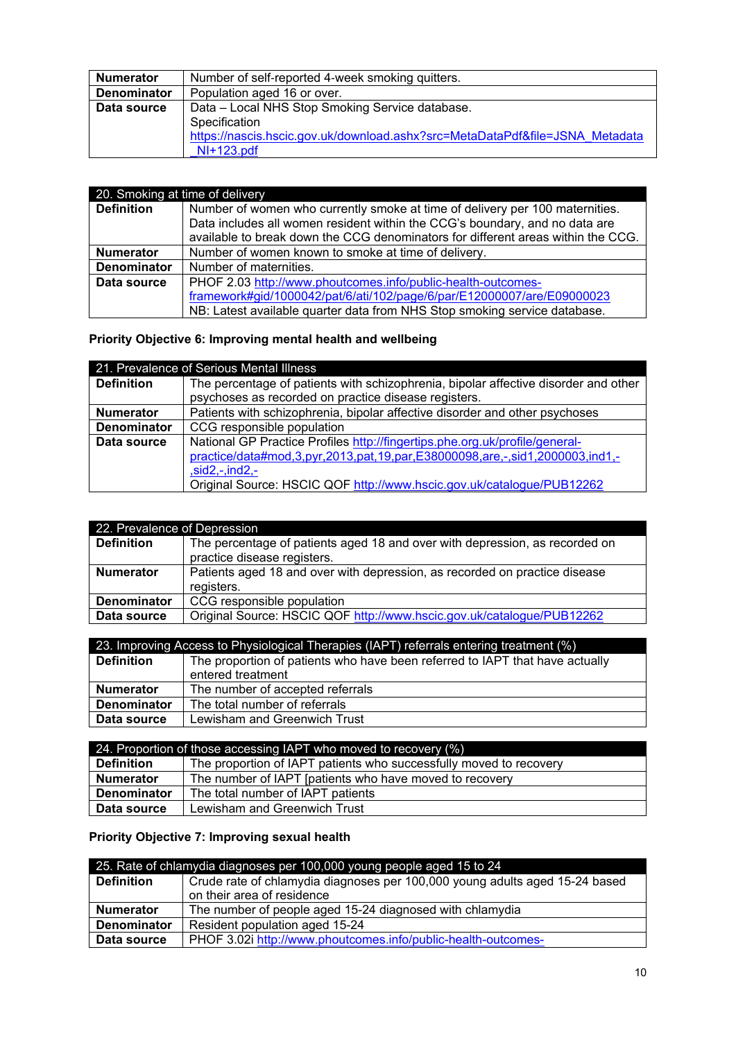| | |
|---|---|
| **Numerator** | Number of self-reported 4-week smoking quitters. |
| **Denominator** | Population aged 16 or over. |
| **Data source** | Data – Local NHS Stop Smoking Service database.<br>Specification<br>https://nascis.hscic.gov.uk/download.ashx?src=MetaDataPdf&file=JSNA_Metadata_NI+123.pdf |

| 20. Smoking at time of delivery | |
|---|---|
| **Definition** | Number of women who currently smoke at time of delivery per 100 maternities. Data includes all women resident within the CCG's boundary, and no data are available to break down the CCG denominators for different areas within the CCG. |
| **Numerator** | Number of women known to smoke at time of delivery. |
| **Denominator** | Number of maternities. |
| **Data source** | PHOF 2.03 http://www.phoutcomes.info/public-health-outcomes-framework#gid/1000042/pat/6/ati/102/page/6/par/E12000007/are/E09000023<br>NB: Latest available quarter data from NHS Stop smoking service database. |

**Priority Objective 6: Improving mental health and wellbeing**

| 21. Prevalence of Serious Mental Illness | |
|---|---|
| **Definition** | The percentage of patients with schizophrenia, bipolar affective disorder and other psychoses as recorded on practice disease registers. |
| **Numerator** | Patients with schizophrenia, bipolar affective disorder and other psychoses |
| **Denominator** | CCG responsible population |
| **Data source** | National GP Practice Profiles http://fingertips.phe.org.uk/profile/general-practice/data#mod,3,pyr,2013,pat,19,par,E38000098,are,-,sid1,2000003,ind1,-,sid2,-,ind2,-<br>Original Source: HSCIC QOF http://www.hscic.gov.uk/catalogue/PUB12262 |

| 22. Prevalence of Depression | |
|---|---|
| **Definition** | The percentage of patients aged 18 and over with depression, as recorded on practice disease registers. |
| **Numerator** | Patients aged 18 and over with depression, as recorded on practice disease registers. |
| **Denominator** | CCG responsible population |
| **Data source** | Original Source: HSCIC QOF http://www.hscic.gov.uk/catalogue/PUB12262 |

| 23. Improving Access to Physiological Therapies (IAPT) referrals entering treatment (%) | |
|---|---|
| **Definition** | The proportion of patients who have been referred to IAPT that have actually entered treatment |
| **Numerator** | The number of accepted referrals |
| **Denominator** | The total number of referrals |
| **Data source** | Lewisham and Greenwich Trust |

| 24. Proportion of those accessing IAPT who moved to recovery (%) | |
|---|---|
| **Definition** | The proportion of IAPT patients who successfully moved to recovery |
| **Numerator** | The number of IAPT [patients who have moved to recovery |
| **Denominator** | The total number of IAPT patients |
| **Data source** | Lewisham and Greenwich Trust |

**Priority Objective 7: Improving sexual health**

| 25. Rate of chlamydia diagnoses per 100,000 young people aged 15 to 24 | |
|---|---|
| **Definition** | Crude rate of chlamydia diagnoses per 100,000 young adults aged 15-24 based on their area of residence |
| **Numerator** | The number of people aged 15-24 diagnosed with chlamydia |
| **Denominator** | Resident population aged 15-24 |
| **Data source** | PHOF 3.02i http://www.phoutcomes.info/public-health-outcomes- |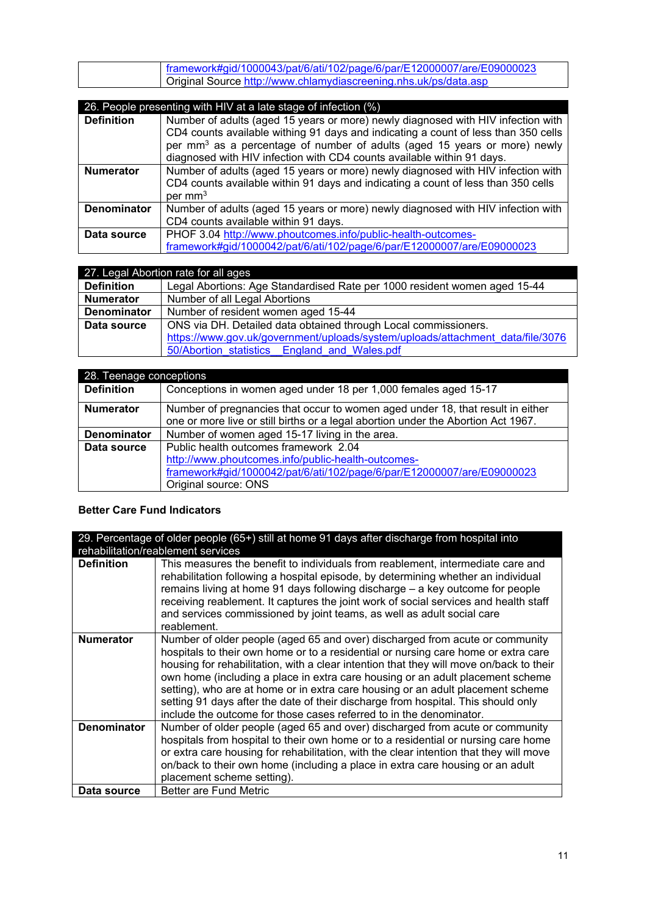| | |
|---|---|
| | framework#gid/1000043/pat/6/ati/102/page/6/par/E12000007/are/E09000023<br>Original Source http://www.chlamydiascreening.nhs.uk/ps/data.asp |

| 26. People presenting with HIV at a late stage of infection (%) | |
|---|---|
| **Definition** | Number of adults (aged 15 years or more) newly diagnosed with HIV infection with CD4 counts available withing 91 days and indicating a count of less than 350 cells per $mm^3$ as a percentage of number of adults (aged 15 years or more) newly diagnosed with HIV infection with CD4 counts available within 91 days. |
| **Numerator** | Number of adults (aged 15 years or more) newly diagnosed with HIV infection with CD4 counts available within 91 days and indicating a count of less than 350 cells per $mm^3$ |
| **Denominator** | Number of adults (aged 15 years or more) newly diagnosed with HIV infection with CD4 counts available within 91 days. |
| **Data source** | PHOF 3.04 http://www.phoutcomes.info/public-health-outcomes-framework#gid/1000042/pat/6/ati/102/page/6/par/E12000007/are/E09000023 |

| 27. Legal Abortion rate for all ages | |
|---|---|
| **Definition** | Legal Abortions: Age Standardised Rate per 1000 resident women aged 15-44 |
| **Numerator** | Number of all Legal Abortions |
| **Denominator** | Number of resident women aged 15-44 |
| **Data source** | ONS via DH. Detailed data obtained through Local commissioners.<br>https://www.gov.uk/government/uploads/system/uploads/attachment_data/file/307650/Abortion_statistics__England_and_Wales.pdf |

| 28. Teenage conceptions | |
|---|---|
| **Definition** | Conceptions in women aged under 18 per 1,000 females aged 15-17 |
| **Numerator** | Number of pregnancies that occur to women aged under 18, that result in either one or more live or still births or a legal abortion under the Abortion Act 1967. |
| **Denominator** | Number of women aged 15-17 living in the area. |
| **Data source** | Public health outcomes framework 2.04<br>http://www.phoutcomes.info/public-health-outcomes-framework#gid/1000042/pat/6/ati/102/page/6/par/E12000007/are/E09000023<br>Original source: ONS |

**Better Care Fund Indicators**

| 29. Percentage of older people (65+) still at home 91 days after discharge from hospital into rehabilitation/reablement services | |
|---|---|
| **Definition** | This measures the benefit to individuals from reablement, intermediate care and rehabilitation following a hospital episode, by determining whether an individual remains living at home 91 days following discharge – a key outcome for people receiving reablement. It captures the joint work of social services and health staff and services commissioned by joint teams, as well as adult social care reablement. |
| **Numerator** | Number of older people (aged 65 and over) discharged from acute or community hospitals to their own home or to a residential or nursing care home or extra care housing for rehabilitation, with a clear intention that they will move on/back to their own home (including a place in extra care housing or an adult placement scheme setting), who are at home or in extra care housing or an adult placement scheme setting 91 days after the date of their discharge from hospital. This should only include the outcome for those cases referred to in the denominator. |
| **Denominator** | Number of older people (aged 65 and over) discharged from acute or community hospitals from hospital to their own home or to a residential or nursing care home or extra care housing for rehabilitation, with the clear intention that they will move on/back to their own home (including a place in extra care housing or an adult placement scheme setting). |
| **Data source** | Better are Fund Metric |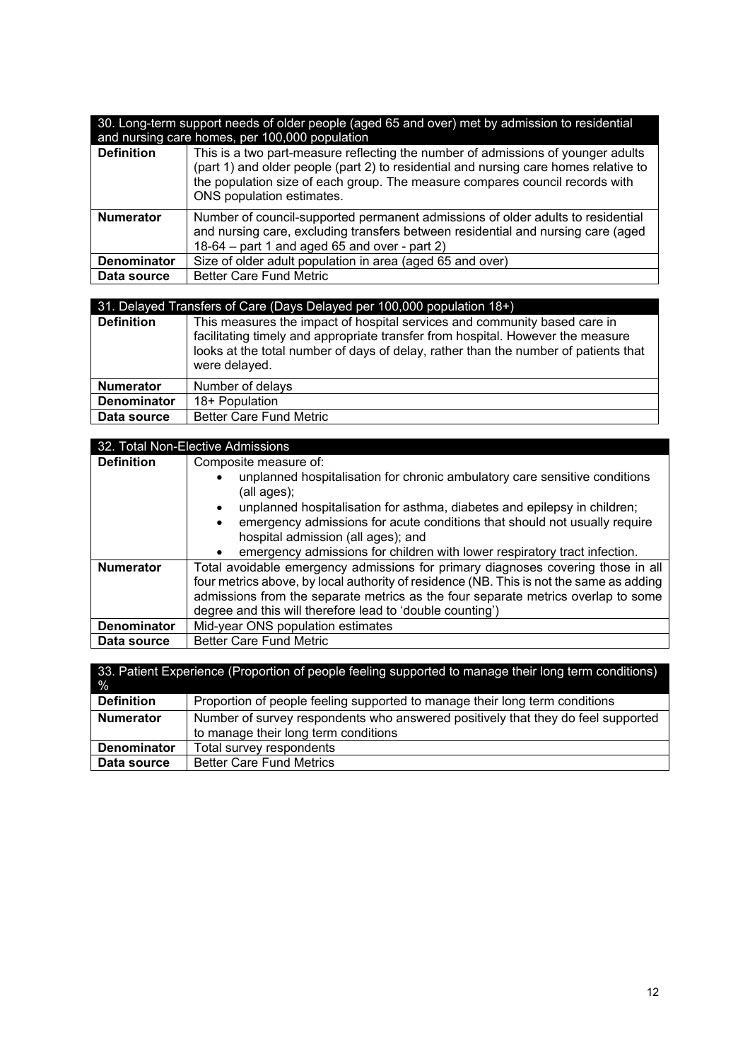| 30. Long-term support needs of older people (aged 65 and over) met by admission to residential and nursing care homes, per 100,000 population | |
| --- | --- |
| **Definition** | This is a two part-measure reflecting the number of admissions of younger adults (part 1) and older people (part 2) to residential and nursing care homes relative to the population size of each group. The measure compares council records with ONS population estimates. |
| **Numerator** | Number of council-supported permanent admissions of older adults to residential and nursing care, excluding transfers between residential and nursing care (aged 18-64 – part 1 and aged 65 and over - part 2) |
| **Denominator** | Size of older adult population in area (aged 65 and over) |
| **Data source** | Better Care Fund Metric |

| 31. Delayed Transfers of Care (Days Delayed per 100,000 population 18+) | |
| --- | --- |
| **Definition** | This measures the impact of hospital services and community based care in facilitating timely and appropriate transfer from hospital. However the measure looks at the total number of days of delay, rather than the number of patients that were delayed. |
| **Numerator** | Number of delays |
| **Denominator** | 18+ Population |
| **Data source** | Better Care Fund Metric |

| 32. Total Non-Elective Admissions | |
| --- | --- |
| **Definition** | Composite measure of:<br>• unplanned hospitalisation for chronic ambulatory care sensitive conditions (all ages);<br>• unplanned hospitalisation for asthma, diabetes and epilepsy in children;<br>• emergency admissions for acute conditions that should not usually require hospital admission (all ages); and<br>• emergency admissions for children with lower respiratory tract infection. |
| **Numerator** | Total avoidable emergency admissions for primary diagnoses covering those in all four metrics above, by local authority of residence (NB. This is not the same as adding admissions from the separate metrics as the four separate metrics overlap to some degree and this will therefore lead to 'double counting') |
| **Denominator** | Mid-year ONS population estimates |
| **Data source** | Better Care Fund Metric |

| 33. Patient Experience (Proportion of people feeling supported to manage their long term conditions) % | |
| --- | --- |
| **Definition** | Proportion of people feeling supported to manage their long term conditions |
| **Numerator** | Number of survey respondents who answered positively that they do feel supported to manage their long term conditions |
| **Denominator** | Total survey respondents |
| **Data source** | Better Care Fund Metrics |